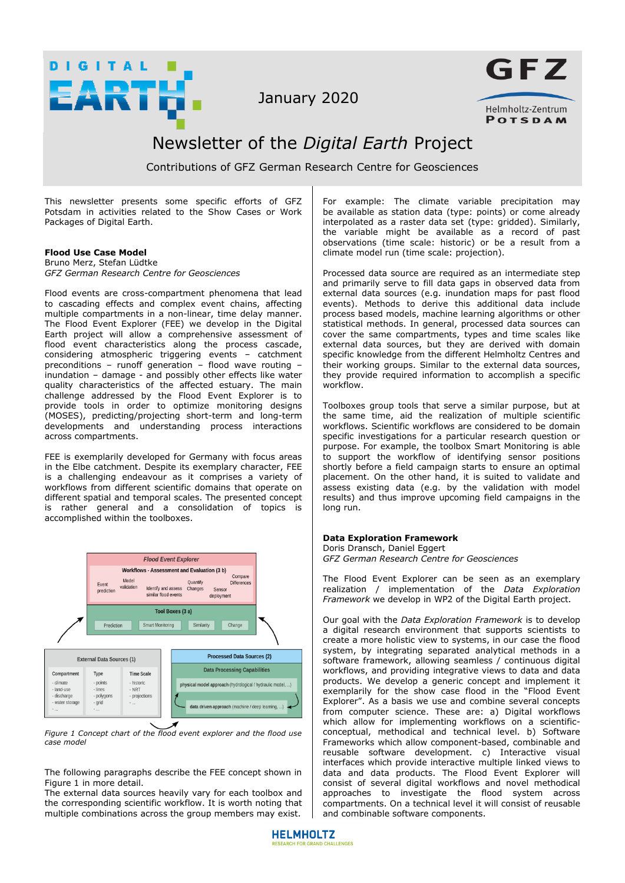January 2020

# Newsletter of the *Digital Earth* Project

Contributions of GFZ German Research Centre for Geosciences

This newsletter presents some specific efforts of GFZ Potsdam in activities related to the Show Cases or Work Packages of Digital Earth.

## Flood Use Case Model

Bruno Merz, Stefan Lüdtke
*GFZ German Research Centre for Geosciences*

Flood events are cross-compartment phenomena that lead to cascading effects and complex event chains, affecting multiple compartments in a non-linear, time delay manner. The Flood Event Explorer (FEE) we develop in the Digital Earth project will allow a comprehensive assessment of flood event characteristics along the process cascade, considering atmospheric triggering events – catchment preconditions – runoff generation – flood wave routing – inundation – damage - and possibly other effects like water quality characteristics of the affected estuary. The main challenge addressed by the Flood Event Explorer is to provide tools in order to optimize monitoring designs (MOSES), predicting/projecting short-term and long-term developments and understanding process interactions across compartments.

FEE is exemplarily developed for Germany with focus areas in the Elbe catchment. Despite its exemplary character, FEE is a challenging endeavour as it comprises a variety of workflows from different scientific domains that operate on different spatial and temporal scales. The presented concept is rather general and a consolidation of topics is accomplished within the toolboxes.

*Figure 1 Concept chart of the flood event explorer and the flood use case model*

The following paragraphs describe the FEE concept shown in Figure 1 in more detail.
The external data sources heavily vary for each toolbox and the corresponding scientific workflow. It is worth noting that multiple combinations across the group members may exist.

For example: The climate variable precipitation may be available as station data (type: points) or come already interpolated as a raster data set (type: gridded). Similarly, the variable might be available as a record of past observations (time scale: historic) or be a result from a climate model run (time scale: projection).

Processed data source are required as an intermediate step and primarily serve to fill data gaps in observed data from external data sources (e.g. inundation maps for past flood events). Methods to derive this additional data include process based models, machine learning algorithms or other statistical methods. In general, processed data sources can cover the same compartments, types and time scales like external data sources, but they are derived with domain specific knowledge from the different Helmholtz Centres and their working groups. Similar to the external data sources, they provide required information to accomplish a specific workflow.

Toolboxes group tools that serve a similar purpose, but at the same time, aid the realization of multiple scientific workflows. Scientific workflows are considered to be domain specific investigations for a particular research question or purpose. For example, the toolbox Smart Monitoring is able to support the workflow of identifying sensor positions shortly before a field campaign starts to ensure an optimal placement. On the other hand, it is suited to validate and assess existing data (e.g. by the validation with model results) and thus improve upcoming field campaigns in the long run.

## Data Exploration Framework

Doris Dransch, Daniel Eggert
*GFZ German Research Centre for Geosciences*

The Flood Event Explorer can be seen as an exemplary realization / implementation of the *Data Exploration Framework* we develop in WP2 of the Digital Earth project.

Our goal with the *Data Exploration Framework* is to develop a digital research environment that supports scientists to create a more holistic view to systems, in our case the flood system, by integrating separated analytical methods in a software framework, allowing seamless / continuous digital workflows, and providing integrative views to data and data products. We develop a generic concept and implement it exemplarily for the show case flood in the "Flood Event Explorer". As a basis we use and combine several concepts from computer science. These are: a) Digital workflows which allow for implementing workflows on a scientific-conceptual, methodical and technical level. b) Software Frameworks which allow component-based, combinable and reusable software development. c) Interactive visual interfaces which provide interactive multiple linked views to data and data products. The Flood Event Explorer will consist of several digital workflows and novel methodical approaches to investigate the flood system across compartments. On a technical level it will consist of reusable and combinable software components.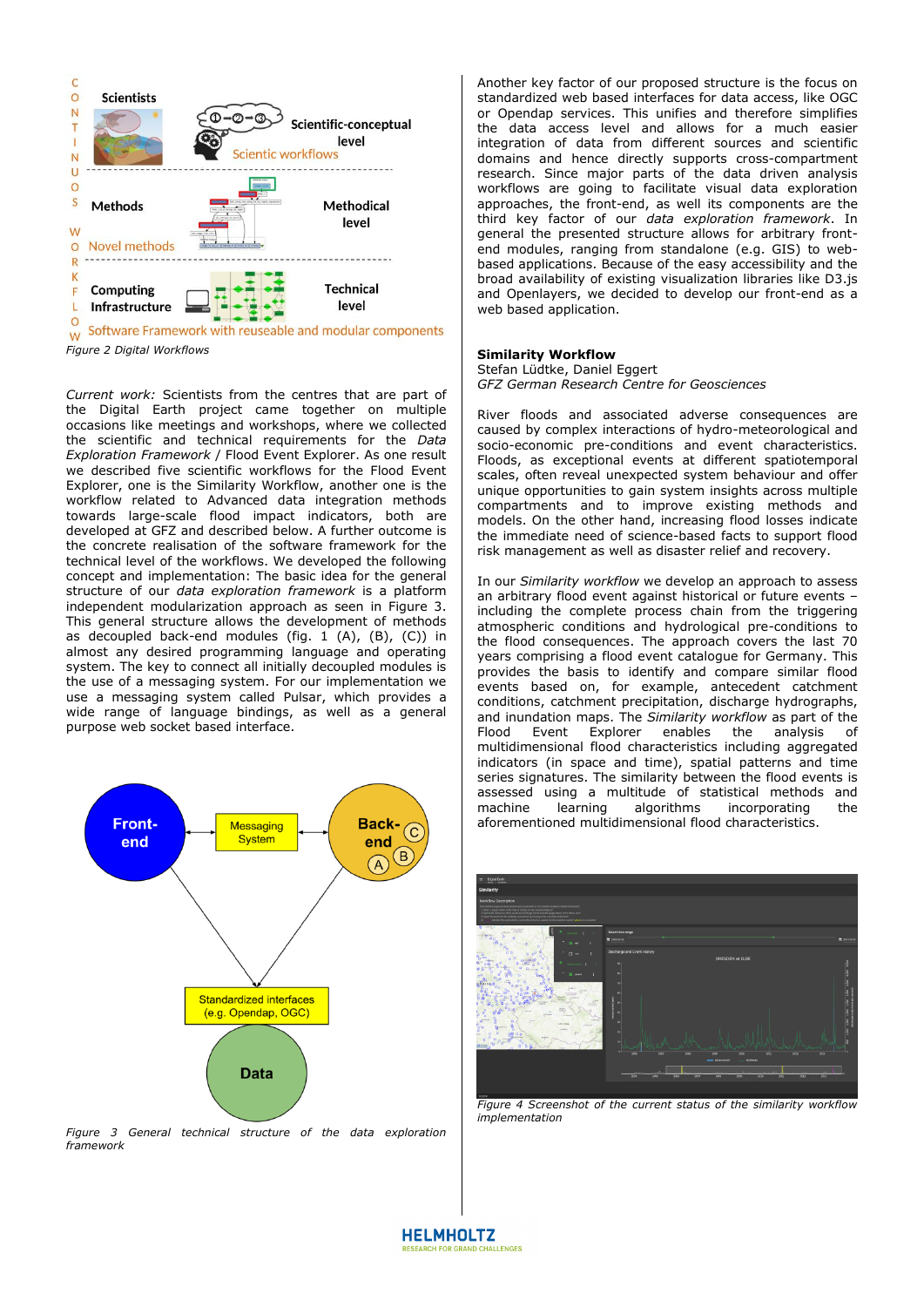Figure 2 Digital Workflows

*Current work:* Scientists from the centres that are part of the Digital Earth project came together on multiple occasions like meetings and workshops, where we collected the scientific and technical requirements for the *Data Exploration Framework* / Flood Event Explorer. As one result we described five scientific workflows for the Flood Event Explorer, one is the Similarity Workflow, another one is the workflow related to Advanced data integration methods towards large-scale flood impact indicators, both are developed at GFZ and described below. A further outcome is the concrete realisation of the software framework for the technical level of the workflows. We developed the following concept and implementation: The basic idea for the general structure of our *data exploration framework* is a platform independent modularization approach as seen in Figure 3. This general structure allows the development of methods as decoupled back-end modules (fig. 1 (A), (B), (C)) in almost any desired programming language and operating system. The key to connect all initially decoupled modules is the use of a messaging system. For our implementation we use a messaging system called Pulsar, which provides a wide range of language bindings, as well as a general purpose web socket based interface.

*Figure 3 General technical structure of the data exploration framework*

Another key factor of our proposed structure is the focus on standardized web based interfaces for data access, like OGC or Opendap services. This unifies and therefore simplifies the data access level and allows for a much easier integration of data from different sources and scientific domains and hence directly supports cross-compartment research. Since major parts of the data driven analysis workflows are going to facilitate visual data exploration approaches, the front-end, as well its components are the third key factor of our *data exploration framework*. In general the presented structure allows for arbitrary front-end modules, ranging from standalone (e.g. GIS) to web-based applications. Because of the easy accessibility and the broad availability of existing visualization libraries like D3.js and Openlayers, we decided to develop our front-end as a web based application.

**Similarity Workflow**
Stefan Lüdtke, Daniel Eggert
*GFZ German Research Centre for Geosciences*

River floods and associated adverse consequences are caused by complex interactions of hydro-meteorological and socio-economic pre-conditions and event characteristics. Floods, as exceptional events at different spatiotemporal scales, often reveal unexpected system behaviour and offer unique opportunities to gain system insights across multiple compartments and to improve existing methods and models. On the other hand, increasing flood losses indicate the immediate need of science-based facts to support flood risk management as well as disaster relief and recovery.

In our *Similarity workflow* we develop an approach to assess an arbitrary flood event against historical or future events – including the complete process chain from the triggering atmospheric conditions and hydrological pre-conditions to the flood consequences. The approach covers the last 70 years comprising a flood event catalogue for Germany. This provides the basis to identify and compare similar flood events based on, for example, antecedent catchment conditions, catchment precipitation, discharge hydrographs, and inundation maps. The *Similarity workflow* as part of the Flood Event Explorer enables the analysis of multidimensional flood characteristics including aggregated indicators (in space and time), spatial patterns and time series signatures. The similarity between the flood events is assessed using a multitude of statistical methods and machine learning algorithms incorporating the aforementioned multidimensional flood characteristics.

*Figure 4 Screenshot of the current status of the similarity workflow implementation*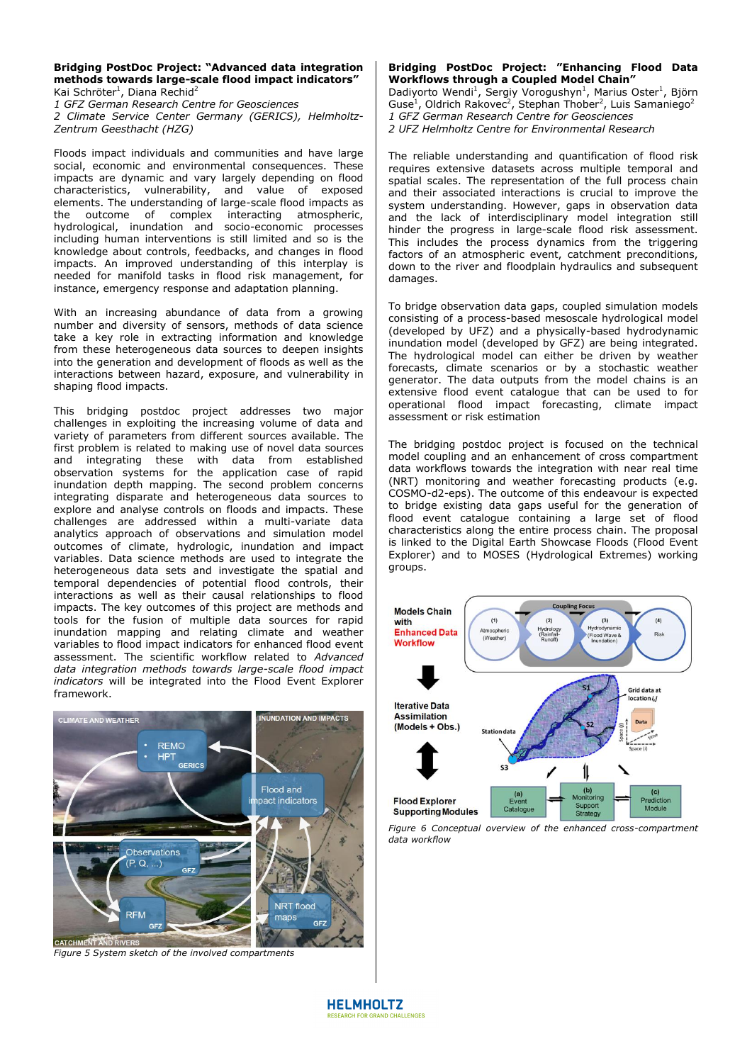**Bridging PostDoc Project: "Advanced data integration methods towards large-scale flood impact indicators"**

Kai Schröter[1], Diana Rechid[2]

*1 GFZ German Research Centre for Geosciences*

*2 Climate Service Center Germany (GERICS), Helmholtz-Zentrum Geesthacht (HZG)*

Floods impact individuals and communities and have large social, economic and environmental consequences. These impacts are dynamic and vary largely depending on flood characteristics, vulnerability, and value of exposed elements. The understanding of large-scale flood impacts as the outcome of complex interacting atmospheric, hydrological, inundation and socio-economic processes including human interventions is still limited and so is the knowledge about controls, feedbacks, and changes in flood impacts. An improved understanding of this interplay is needed for manifold tasks in flood risk management, for instance, emergency response and adaptation planning.

With an increasing abundance of data from a growing number and diversity of sensors, methods of data science take a key role in extracting information and knowledge from these heterogeneous data sources to deepen insights into the generation and development of floods as well as the interactions between hazard, exposure, and vulnerability in shaping flood impacts.

This bridging postdoc project addresses two major challenges in exploiting the increasing volume of data and variety of parameters from different sources available. The first problem is related to making use of novel data sources and integrating these with data from established observation systems for the application case of rapid inundation depth mapping. The second problem concerns integrating disparate and heterogeneous data sources to explore and analyse controls on floods and impacts. These challenges are addressed within a multi-variate data analytics approach of observations and simulation model outcomes of climate, hydrologic, inundation and impact variables. Data science methods are used to integrate the heterogeneous data sets and investigate the spatial and temporal dependencies of potential flood controls, their interactions as well as their causal relationships to flood impacts. The key outcomes of this project are methods and tools for the fusion of multiple data sources for rapid inundation mapping and relating climate and weather variables to flood impact indicators for enhanced flood event assessment. The scientific workflow related to *Advanced data integration methods towards large-scale flood impact indicators* will be integrated into the Flood Event Explorer framework.

CLIMATE AND WEATHER
INUNDATION AND IMPACTS
• REMO
• HPT
GERICS
Flood and impact indicators
Observations (P, Q, ...)
GFZ
RFM
GFZ
NRT flood maps
GFZ
CATCHMENT AND RIVERS

*Figure 5 System sketch of the involved compartments*

**Bridging PostDoc Project: "Enhancing Flood Data Workflows through a Coupled Model Chain"**

Dadiyorto Wendi[1], Sergiy Vorogushyn[1], Marius Oster[1], Björn Guse[1], Oldrich Rakovec[2], Stephan Thober[2], Luis Samaniego[2]

*1 GFZ German Research Centre for Geosciences*

*2 UFZ Helmholtz Centre for Environmental Research*

The reliable understanding and quantification of flood risk requires extensive datasets across multiple temporal and spatial scales. The representation of the full process chain and their associated interactions is crucial to improve the system understanding. However, gaps in observation data and the lack of interdisciplinary model integration still hinder the progress in large-scale flood risk assessment. This includes the process dynamics from the triggering factors of an atmospheric event, catchment preconditions, down to the river and floodplain hydraulics and subsequent damages.

To bridge observation data gaps, coupled simulation models consisting of a process-based mesoscale hydrological model (developed by UFZ) and a physically-based hydrodynamic inundation model (developed by GFZ) are being integrated. The hydrological model can either be driven by weather forecasts, climate scenarios or by a stochastic weather generator. The data outputs from the model chains is an extensive flood event catalogue that can be used to for operational flood impact forecasting, climate impact assessment or risk estimation

The bridging postdoc project is focused on the technical model coupling and an enhancement of cross compartment data workflows towards the integration with near real time (NRT) monitoring and weather forecasting products (e.g. COSMO-d2-eps). The outcome of this endeavour is expected to bridge existing data gaps useful for the generation of flood event catalogue containing a large set of flood characteristics along the entire process chain. The proposal is linked to the Digital Earth Showcase Floods (Flood Event Explorer) and to MOSES (Hydrological Extremes) working groups.

Models Chain with Enhanced Data Workflow
Coupling Focus
(1) Atmospheric (Weather)
(2) Hydrology (Rainfall-Runoff)
(3) Hydrodynamic (Flood Wave & Inundation)
(4) Risk
Iterative Data Assimilation (Models + Obs.)
Station data
S1
S2
S3
Grid data at location i,j
Data
Space (j)
Space (i)
Time
Flood Explorer Supporting Modules
(a) Event Catalogue
(b) Monitoring Support Strategy
(c) Prediction Module

*Figure 6 Conceptual overview of the enhanced cross-compartment data workflow*